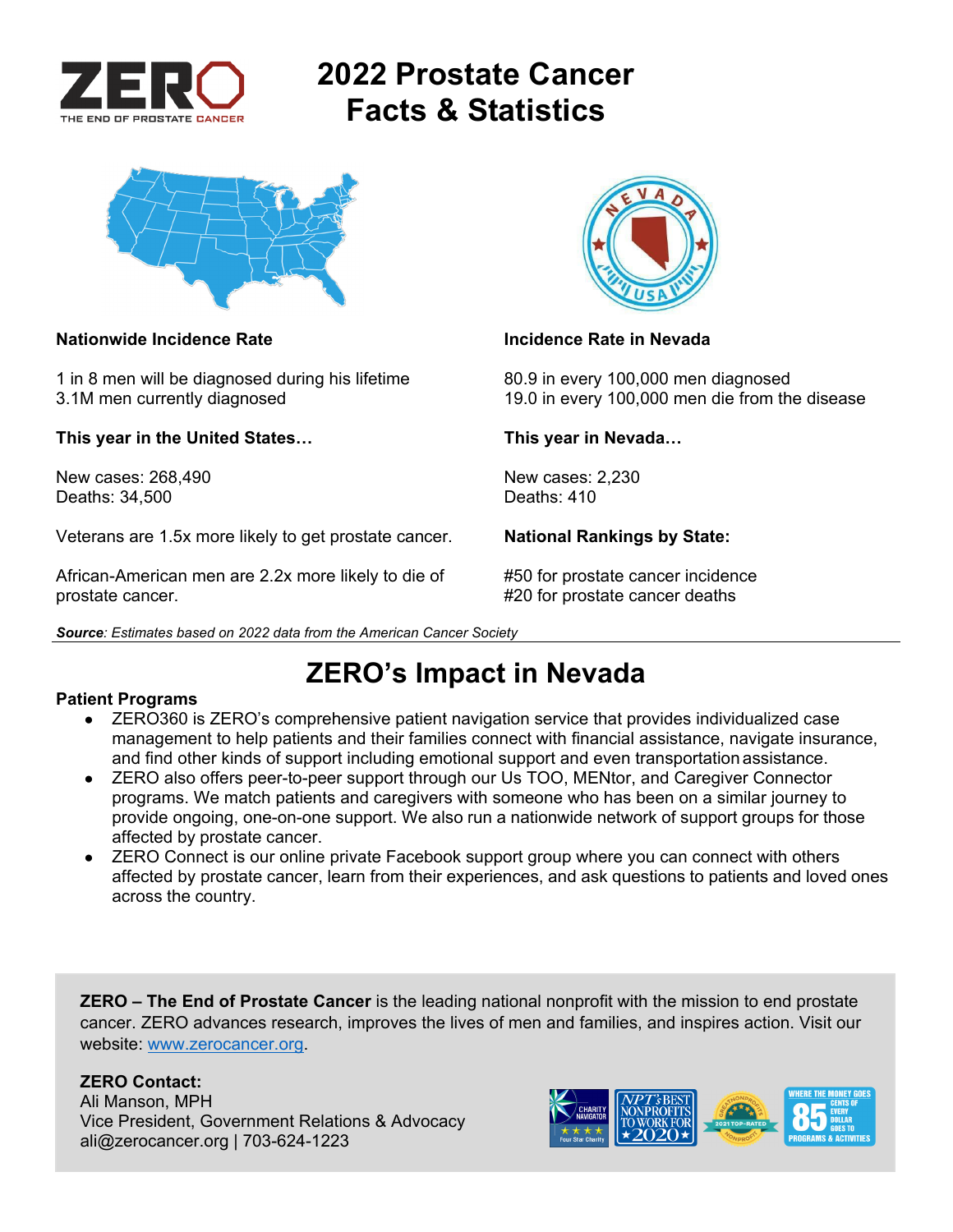ZERO
THE END OF PROSTATE CANCER

# 2022 Prostate Cancer Facts & Statistics

**Nationwide Incidence Rate**

1 in 8 men will be diagnosed during his lifetime
3.1M men currently diagnosed

**This year in the United States…**

New cases: 268,490
Deaths: 34,500

Veterans are 1.5x more likely to get prostate cancer.

African-American men are 2.2x more likely to die of prostate cancer.

**Incidence Rate in Nevada**

80.9 in every 100,000 men diagnosed
19.0 in every 100,000 men die from the disease

**This year in Nevada…**

New cases: 2,230
Deaths: 410

**National Rankings by State:**

#50 for prostate cancer incidence
#20 for prostate cancer deaths

***Source**: Estimates based on 2022 data from the American Cancer Society*

## ZERO's Impact in Nevada

**Patient Programs**

- ZERO360 is ZERO's comprehensive patient navigation service that provides individualized case management to help patients and their families connect with financial assistance, navigate insurance, and find other kinds of support including emotional support and even transportation assistance.
- ZERO also offers peer-to-peer support through our Us TOO, MENtor, and Caregiver Connector programs. We match patients and caregivers with someone who has been on a similar journey to provide ongoing, one-on-one support. We also run a nationwide network of support groups for those affected by prostate cancer.
- ZERO Connect is our online private Facebook support group where you can connect with others affected by prostate cancer, learn from their experiences, and ask questions to patients and loved ones across the country.

**ZERO – The End of Prostate Cancer** is the leading national nonprofit with the mission to end prostate cancer. ZERO advances research, improves the lives of men and families, and inspires action. Visit our website: [www.zerocancer.org](http://www.zerocancer.org).

**ZERO Contact:**
Ali Manson, MPH
Vice President, Government Relations & Advocacy
ali@zerocancer.org | 703-624-1223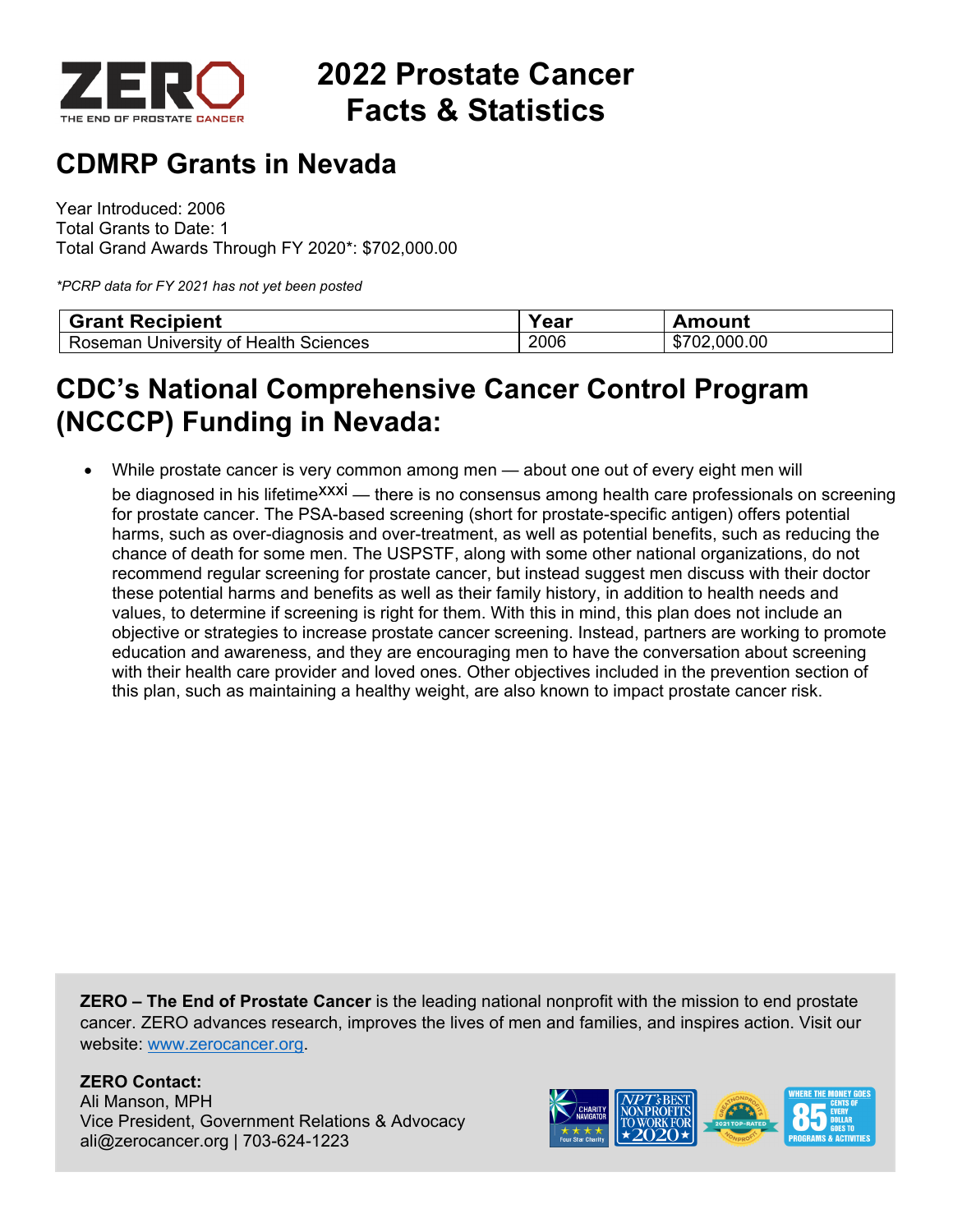# 2022 Prostate Cancer Facts & Statistics

## CDMRP Grants in Nevada

Year Introduced: 2006
Total Grants to Date: 1
Total Grand Awards Through FY 2020*: $702,000.00

*\*PCRP data for FY 2021 has not yet been posted*

| Grant Recipient | Year | Amount |
|---|---|---|
| Roseman University of Health Sciences | 2006 | $702,000.00 |

## CDC's National Comprehensive Cancer Control Program (NCCCP) Funding in Nevada:

- While prostate cancer is very common among men — about one out of every eight men will be diagnosed in his lifetime[xxxi] — there is no consensus among health care professionals on screening for prostate cancer. The PSA-based screening (short for prostate-specific antigen) offers potential harms, such as over-diagnosis and over-treatment, as well as potential benefits, such as reducing the chance of death for some men. The USPSTF, along with some other national organizations, do not recommend regular screening for prostate cancer, but instead suggest men discuss with their doctor these potential harms and benefits as well as their family history, in addition to health needs and values, to determine if screening is right for them. With this in mind, this plan does not include an objective or strategies to increase prostate cancer screening. Instead, partners are working to promote education and awareness, and they are encouraging men to have the conversation about screening with their health care provider and loved ones. Other objectives included in the prevention section of this plan, such as maintaining a healthy weight, are also known to impact prostate cancer risk.

**ZERO – The End of Prostate Cancer** is the leading national nonprofit with the mission to end prostate cancer. ZERO advances research, improves the lives of men and families, and inspires action. Visit our website: [www.zerocancer.org](http://www.zerocancer.org).

**ZERO Contact:**
Ali Manson, MPH
Vice President, Government Relations & Advocacy
ali@zerocancer.org | 703-624-1223